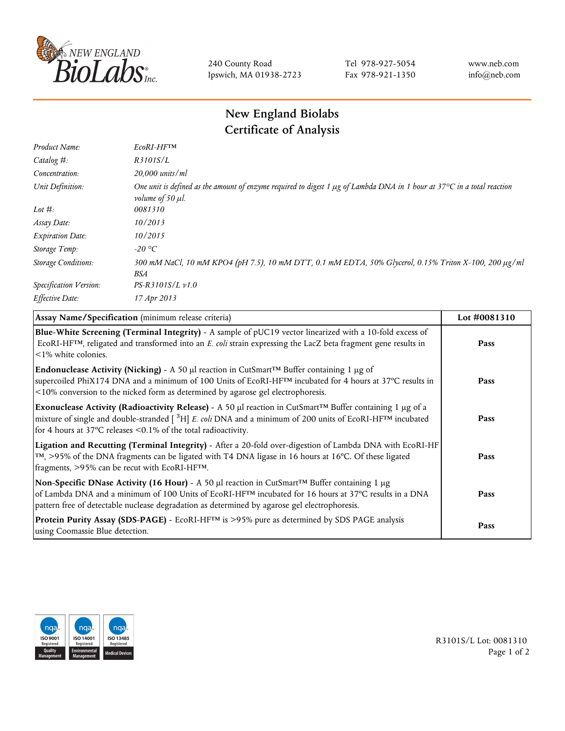240 County Road
Ipswich, MA 01938-2723

Tel 978-927-5054
Fax 978-921-1350

www.neb.com
info@neb.com

# New England Biolabs
# Certificate of Analysis

| | |
|---|---|
| *Product Name:* | *EcoRI-HF™* |
| *Catalog #:* | *R3101S/L* |
| *Concentration:* | *20,000 units/ml* |
| *Unit Definition:* | *One unit is defined as the amount of enzyme required to digest 1 µg of Lambda DNA in 1 hour at 37°C in a total reaction volume of 50 µl.* |
| *Lot #:* | *0081310* |
| *Assay Date:* | *10/2013* |
| *Expiration Date:* | *10/2015* |
| *Storage Temp:* | *-20 °C* |
| *Storage Conditions:* | *300 mM NaCl, 10 mM KPO4 (pH 7.5), 10 mM DTT, 0.1 mM EDTA, 50% Glycerol, 0.15% Triton X-100, 200 µg/ml BSA* |
| *Specification Version:* | *PS-R3101S/L v1.0* |
| *Effective Date:* | *17 Apr 2013* |

| **Assay Name/Specification** (minimum release criteria) | **Lot #0081310** |
|---|---|
| **Blue-White Screening (Terminal Integrity)** - A sample of pUC19 vector linearized with a 10-fold excess of EcoRI-HF™, religated and transformed into an *E. coli* strain expressing the LacZ beta fragment gene results in <1% white colonies. | **Pass** |
| **Endonuclease Activity (Nicking)** - A 50 µl reaction in CutSmart™ Buffer containing 1 µg of supercoiled PhiX174 DNA and a minimum of 100 Units of EcoRI-HF™ incubated for 4 hours at 37°C results in <10% conversion to the nicked form as determined by agarose gel electrophoresis. | **Pass** |
| **Exonuclease Activity (Radioactivity Release)** - A 50 µl reaction in CutSmart™ Buffer containing 1 µg of a mixture of single and double-stranded [ $^{3}$H] *E. coli* DNA and a minimum of 200 units of EcoRI-HF™ incubated for 4 hours at 37°C releases <0.1% of the total radioactivity. | **Pass** |
| **Ligation and Recutting (Terminal Integrity)** - After a 20-fold over-digestion of Lambda DNA with EcoRI-HF™, >95% of the DNA fragments can be ligated with T4 DNA ligase in 16 hours at 16°C. Of these ligated fragments, >95% can be recut with EcoRI-HF™. | **Pass** |
| **Non-Specific DNase Activity (16 Hour)** - A 50 µl reaction in CutSmart™ Buffer containing 1 µg of Lambda DNA and a minimum of 100 Units of EcoRI-HF™ incubated for 16 hours at 37°C results in a DNA pattern free of detectable nuclease degradation as determined by agarose gel electrophoresis. | **Pass** |
| **Protein Purity Assay (SDS-PAGE)** - EcoRI-HF™ is >95% pure as determined by SDS PAGE analysis using Coomassie Blue detection. | **Pass** |

R3101S/L Lot: 0081310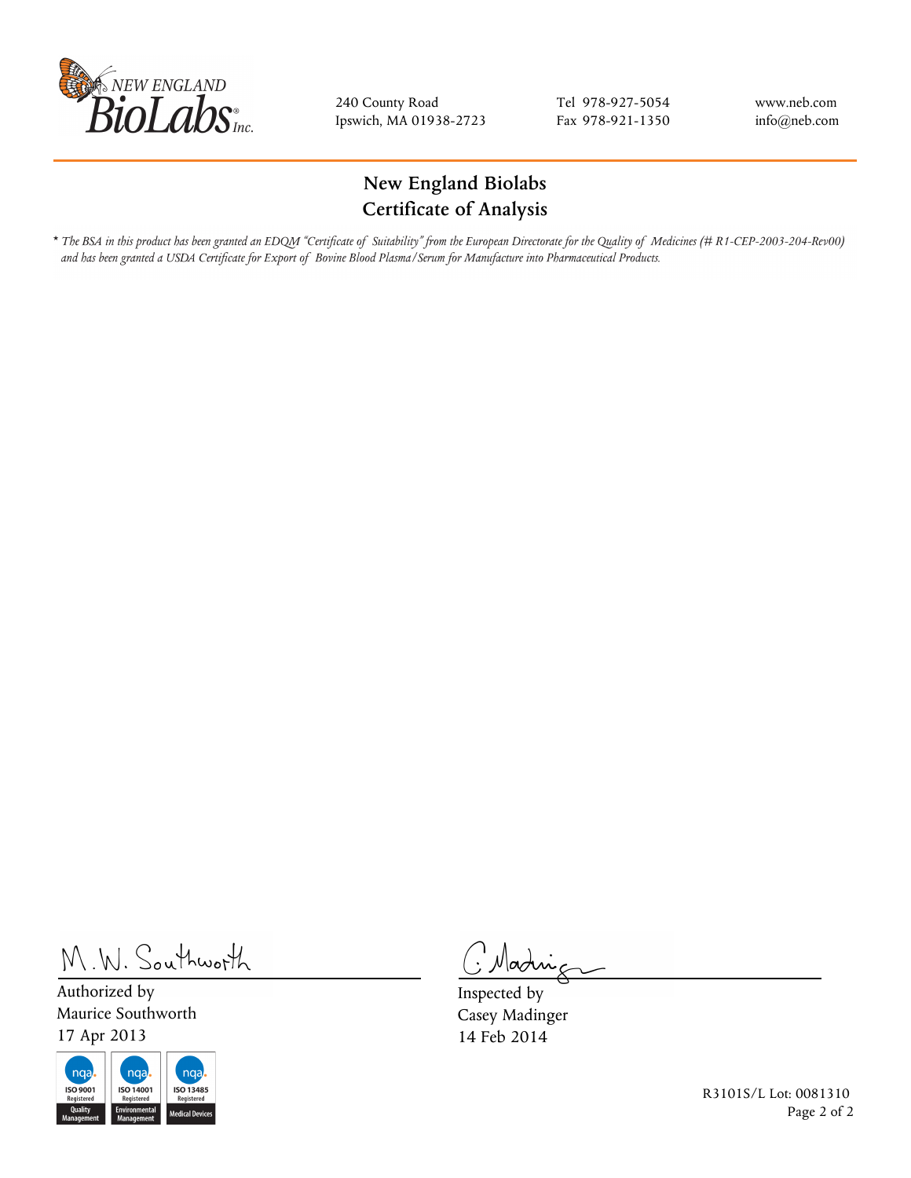# New England Biolabs
# Certificate of Analysis

\* *The BSA in this product has been granted an EDQM "Certificate of Suitability" from the European Directorate for the Quality of Medicines (# R1-CEP-2003-204-Rev00) and has been granted a USDA Certificate for Export of Bovine Blood Plasma/Serum for Manufacture into Pharmaceutical Products.*

M. W. Southworth

Authorized by
Maurice Southworth
17 Apr 2013

C. Madinger

Inspected by
Casey Madinger
14 Feb 2014

R3101S/L Lot: 0081310